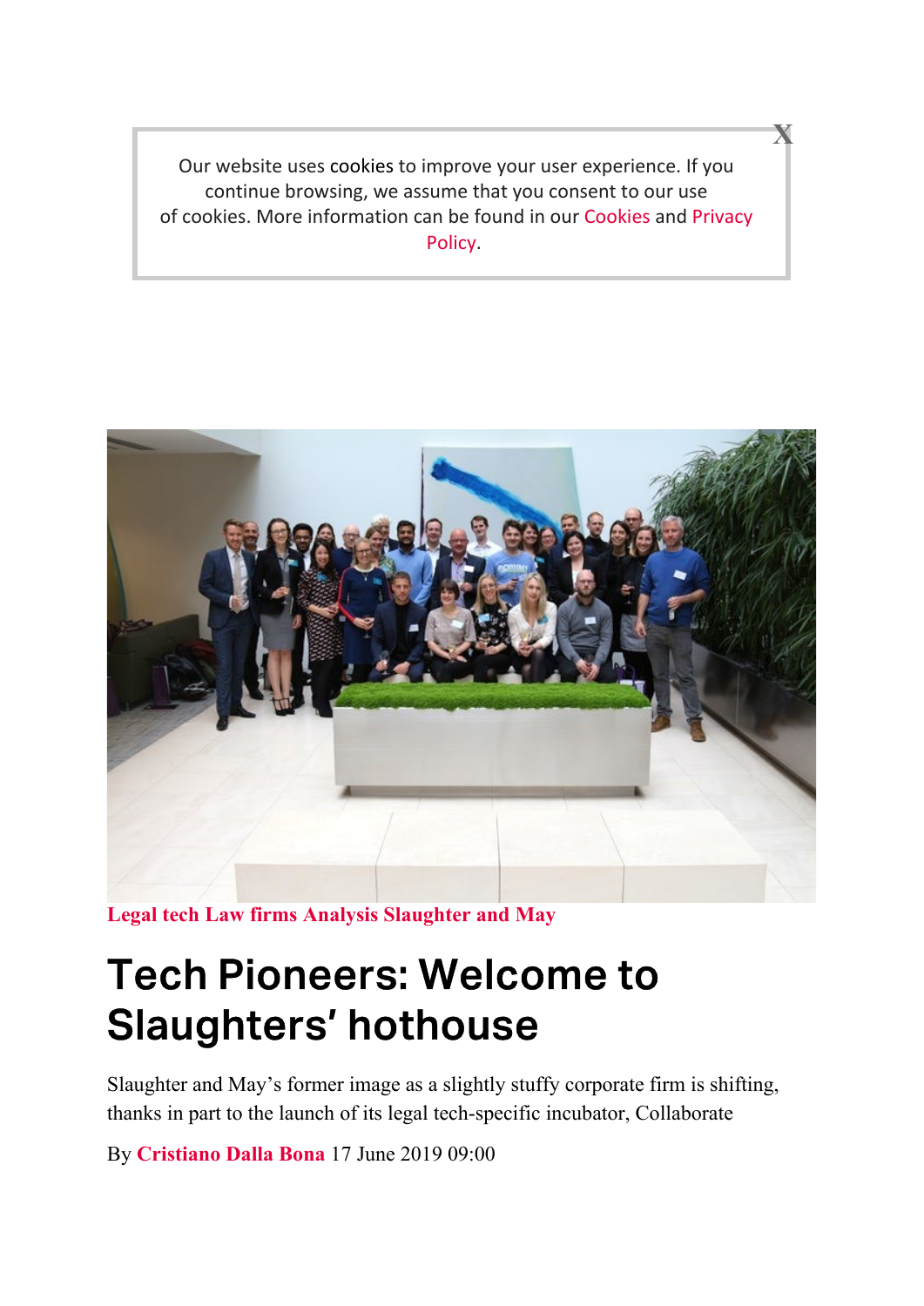Our website uses cookies to improve your user experience. If you continue browsing, we assume that you consent to our use of cookies. More information can be found in our Cookies and Privacy Policy.

**Legal tech Law firms Analysis Slaughter and May**

# Tech Pioneers: Welcome to Slaughters' hothouse

Slaughter and May's former image as a slightly stuffy corporate firm is shifting, thanks in part to the launch of its legal tech-specific incubator, Collaborate

By **Cristiano Dalla Bona** 17 June 2019 09:00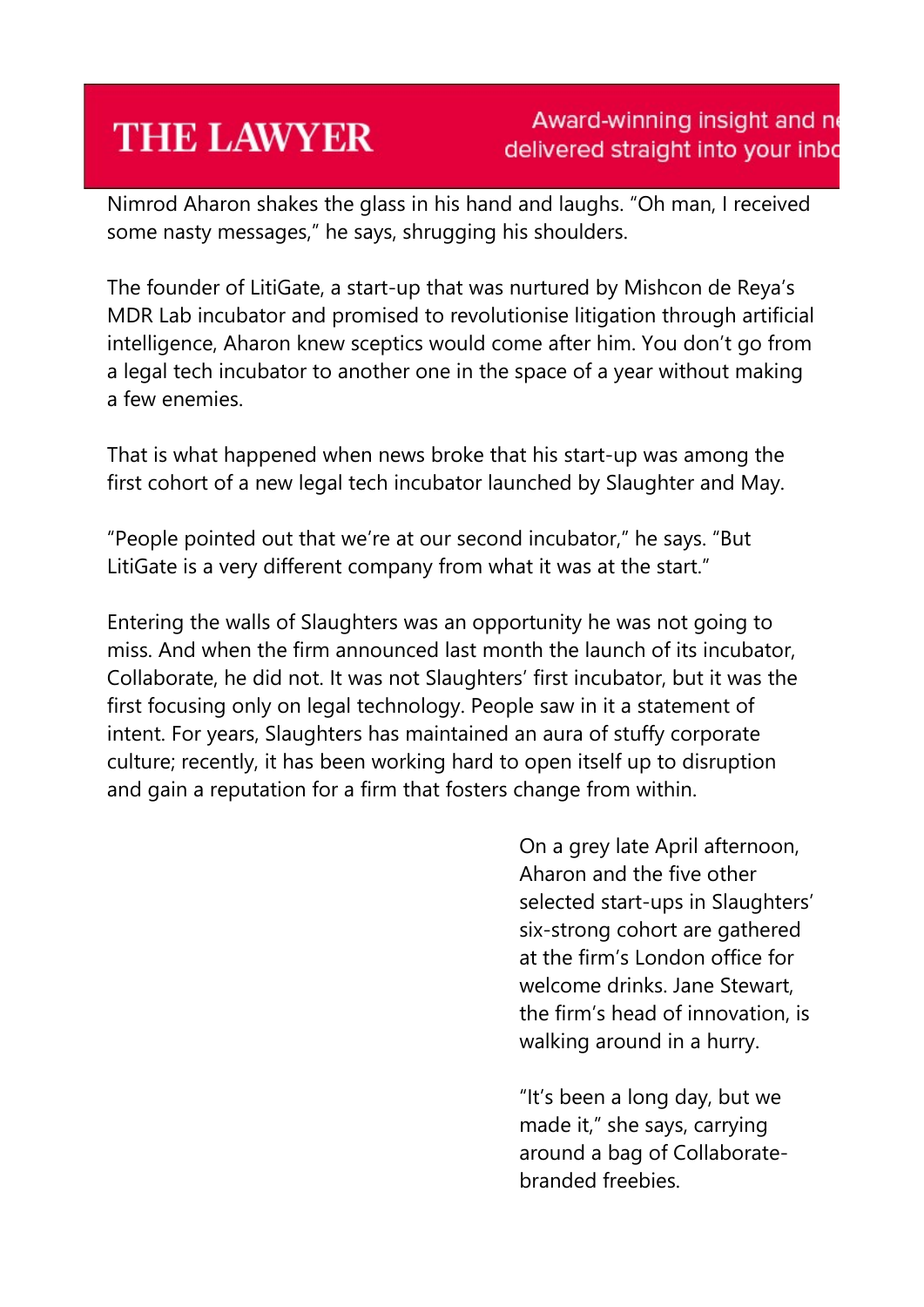Nimrod Aharon shakes the glass in his hand and laughs. "Oh man, I received some nasty messages," he says, shrugging his shoulders.

The founder of LitiGate, a start-up that was nurtured by Mishcon de Reya's MDR Lab incubator and promised to revolutionise litigation through artificial intelligence, Aharon knew sceptics would come after him. You don't go from a legal tech incubator to another one in the space of a year without making a few enemies.

That is what happened when news broke that his start-up was among the first cohort of a new legal tech incubator launched by Slaughter and May.

"People pointed out that we're at our second incubator," he says. "But LitiGate is a very different company from what it was at the start."

Entering the walls of Slaughters was an opportunity he was not going to miss. And when the firm announced last month the launch of its incubator, Collaborate, he did not. It was not Slaughters' first incubator, but it was the first focusing only on legal technology. People saw in it a statement of intent. For years, Slaughters has maintained an aura of stuffy corporate culture; recently, it has been working hard to open itself up to disruption and gain a reputation for a firm that fosters change from within.

On a grey late April afternoon, Aharon and the five other selected start-ups in Slaughters' six-strong cohort are gathered at the firm's London office for welcome drinks. Jane Stewart, the firm's head of innovation, is walking around in a hurry.

"It's been a long day, but we made it," she says, carrying around a bag of Collaborate-branded freebies.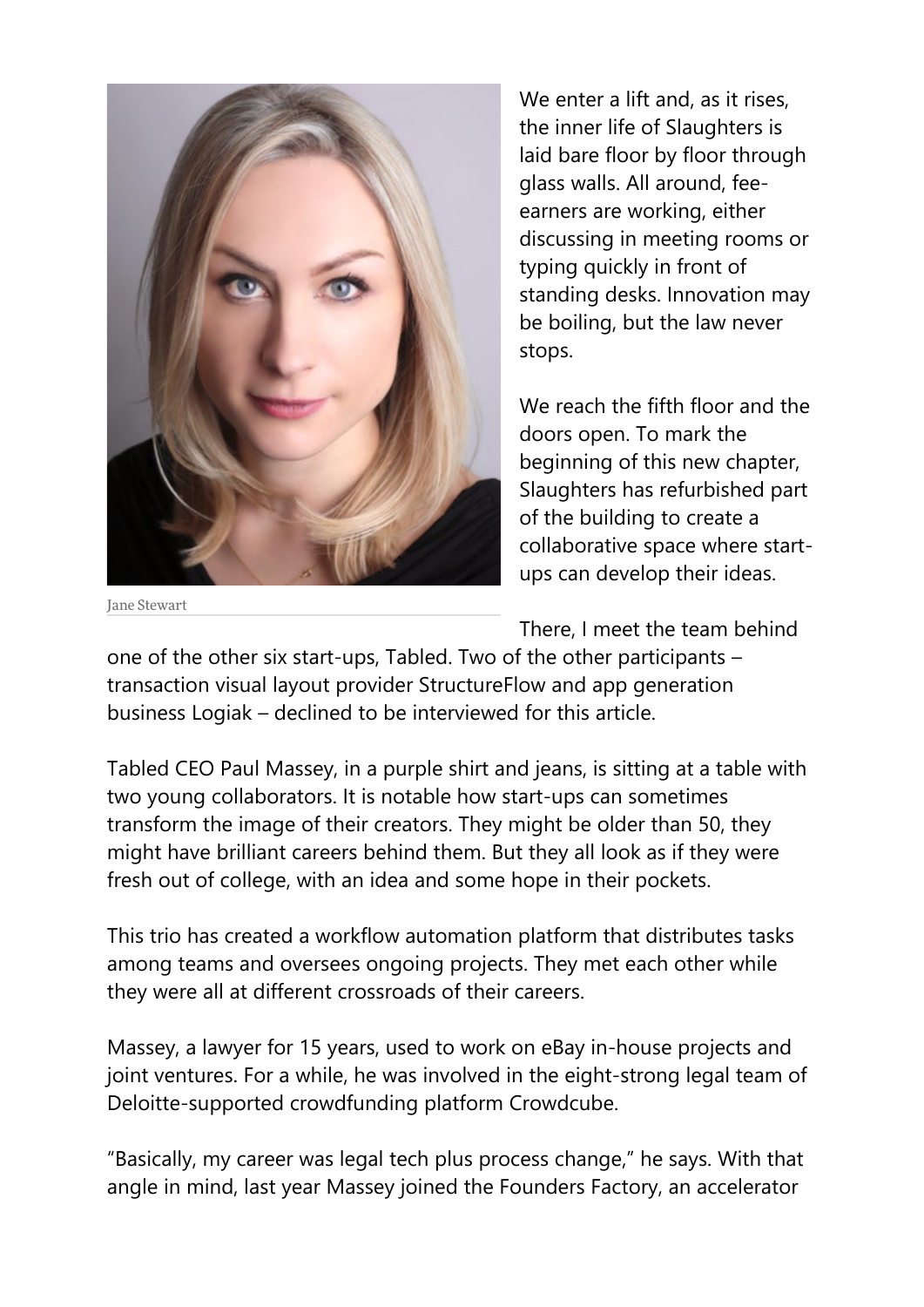Jane Stewart

We enter a lift and, as it rises, the inner life of Slaughters is laid bare floor by floor through glass walls. All around, fee-earners are working, either discussing in meeting rooms or typing quickly in front of standing desks. Innovation may be boiling, but the law never stops.

We reach the fifth floor and the doors open. To mark the beginning of this new chapter, Slaughters has refurbished part of the building to create a collaborative space where start-ups can develop their ideas.

There, I meet the team behind one of the other six start-ups, Tabled. Two of the other participants – transaction visual layout provider StructureFlow and app generation business Logiak – declined to be interviewed for this article.

Tabled CEO Paul Massey, in a purple shirt and jeans, is sitting at a table with two young collaborators. It is notable how start-ups can sometimes transform the image of their creators. They might be older than 50, they might have brilliant careers behind them. But they all look as if they were fresh out of college, with an idea and some hope in their pockets.

This trio has created a workflow automation platform that distributes tasks among teams and oversees ongoing projects. They met each other while they were all at different crossroads of their careers.

Massey, a lawyer for 15 years, used to work on eBay in-house projects and joint ventures. For a while, he was involved in the eight-strong legal team of Deloitte-supported crowdfunding platform Crowdcube.

"Basically, my career was legal tech plus process change," he says. With that angle in mind, last year Massey joined the Founders Factory, an accelerator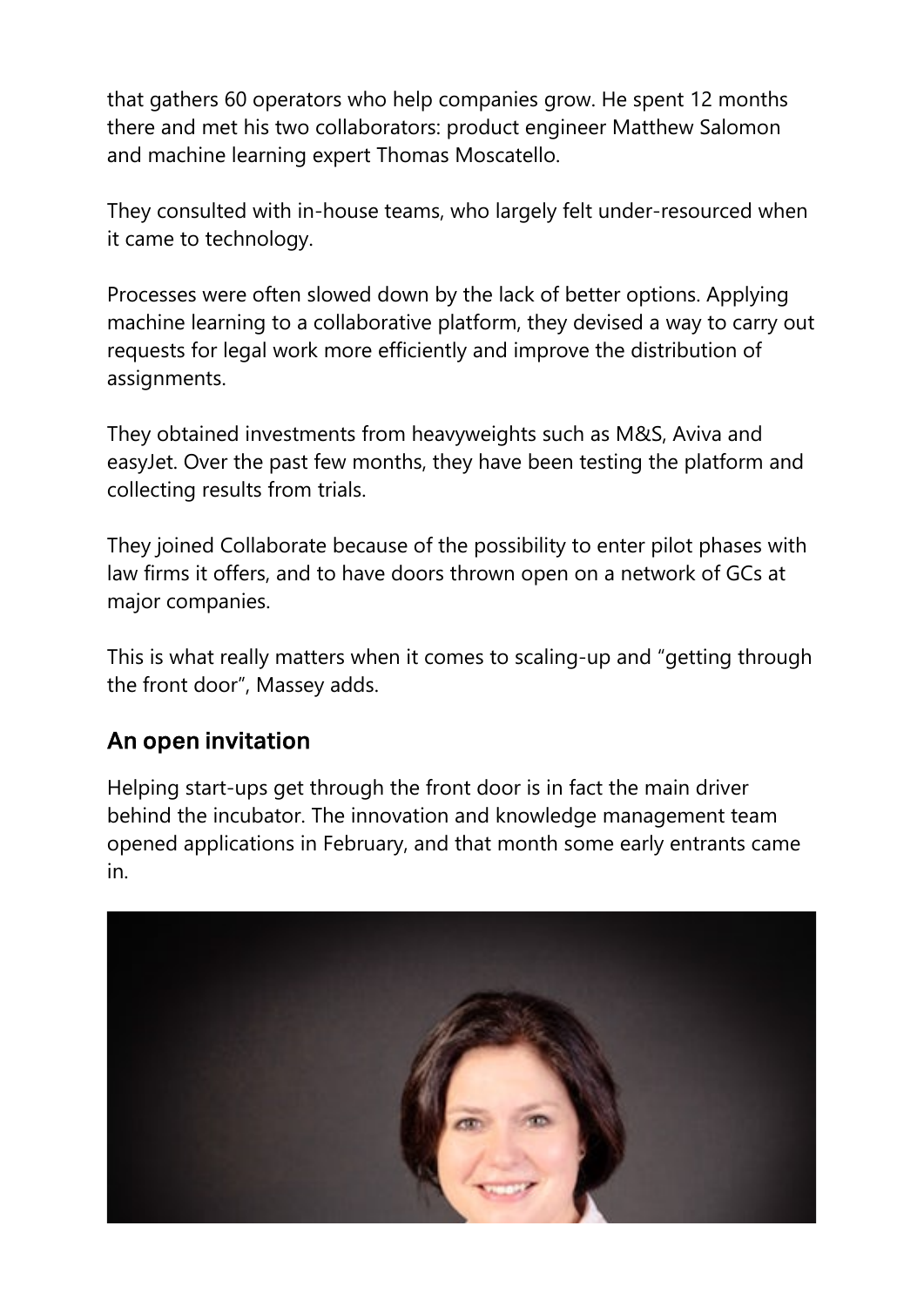that gathers 60 operators who help companies grow. He spent 12 months there and met his two collaborators: product engineer Matthew Salomon and machine learning expert Thomas Moscatello.

They consulted with in-house teams, who largely felt under-resourced when it came to technology.

Processes were often slowed down by the lack of better options. Applying machine learning to a collaborative platform, they devised a way to carry out requests for legal work more efficiently and improve the distribution of assignments.

They obtained investments from heavyweights such as M&S, Aviva and easyJet. Over the past few months, they have been testing the platform and collecting results from trials.

They joined Collaborate because of the possibility to enter pilot phases with law firms it offers, and to have doors thrown open on a network of GCs at major companies.

This is what really matters when it comes to scaling-up and "getting through the front door", Massey adds.

## An open invitation

Helping start-ups get through the front door is in fact the main driver behind the incubator. The innovation and knowledge management team opened applications in February, and that month some early entrants came in.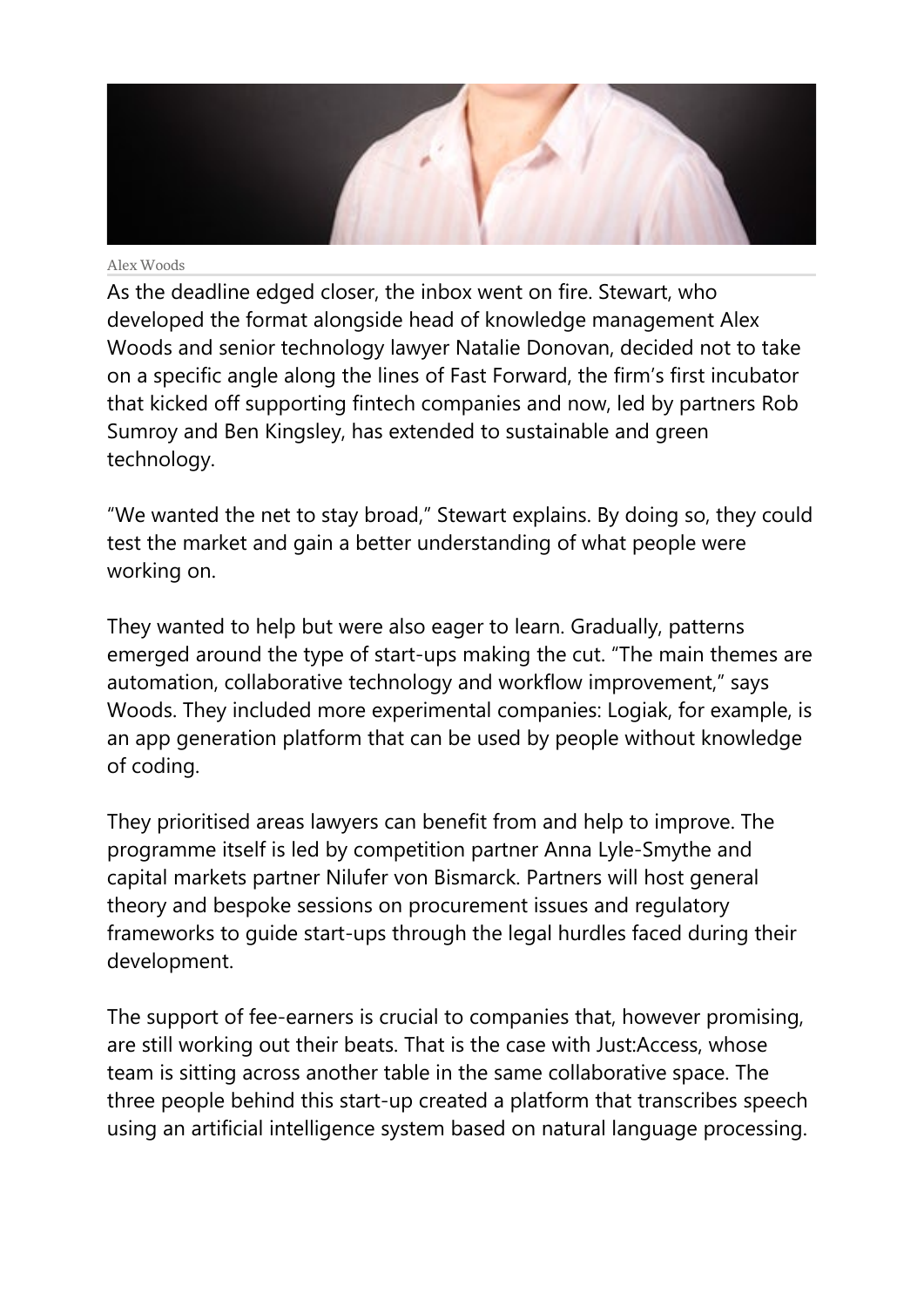Alex Woods

As the deadline edged closer, the inbox went on fire. Stewart, who developed the format alongside head of knowledge management Alex Woods and senior technology lawyer Natalie Donovan, decided not to take on a specific angle along the lines of Fast Forward, the firm's first incubator that kicked off supporting fintech companies and now, led by partners Rob Sumroy and Ben Kingsley, has extended to sustainable and green technology.

"We wanted the net to stay broad," Stewart explains. By doing so, they could test the market and gain a better understanding of what people were working on.

They wanted to help but were also eager to learn. Gradually, patterns emerged around the type of start-ups making the cut. "The main themes are automation, collaborative technology and workflow improvement," says Woods. They included more experimental companies: Logiak, for example, is an app generation platform that can be used by people without knowledge of coding.

They prioritised areas lawyers can benefit from and help to improve. The programme itself is led by competition partner Anna Lyle-Smythe and capital markets partner Nilufer von Bismarck. Partners will host general theory and bespoke sessions on procurement issues and regulatory frameworks to guide start-ups through the legal hurdles faced during their development.

The support of fee-earners is crucial to companies that, however promising, are still working out their beats. That is the case with Just:Access, whose team is sitting across another table in the same collaborative space. The three people behind this start-up created a platform that transcribes speech using an artificial intelligence system based on natural language processing.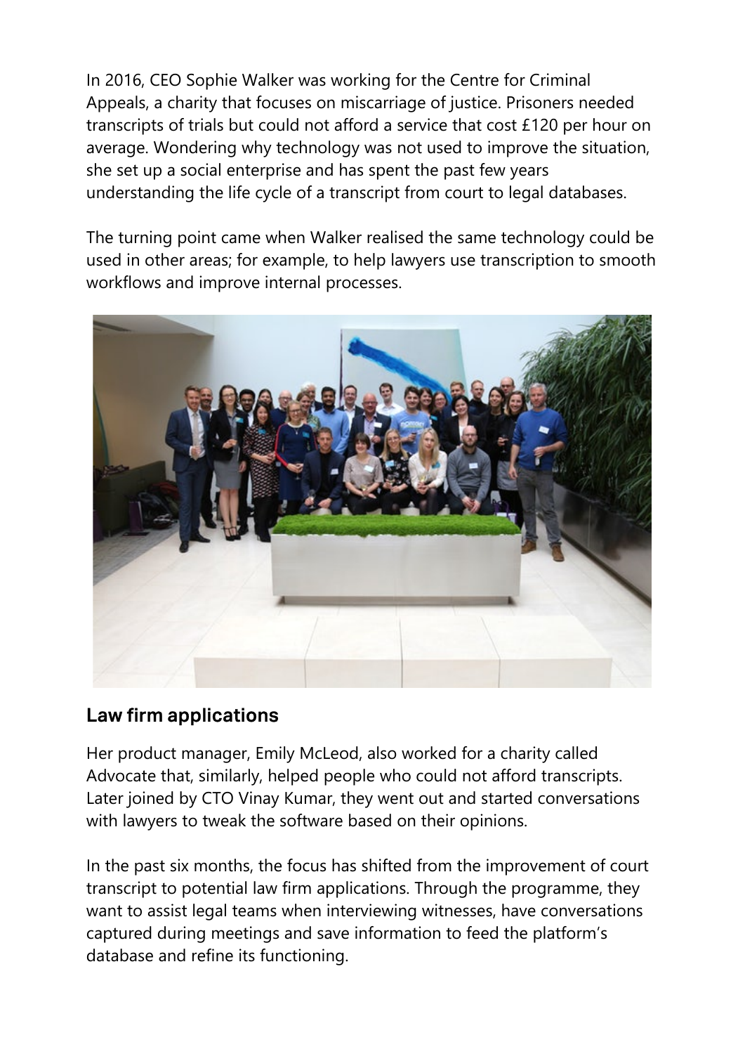In 2016, CEO Sophie Walker was working for the Centre for Criminal Appeals, a charity that focuses on miscarriage of justice. Prisoners needed transcripts of trials but could not afford a service that cost £120 per hour on average. Wondering why technology was not used to improve the situation, she set up a social enterprise and has spent the past few years understanding the life cycle of a transcript from court to legal databases.

The turning point came when Walker realised the same technology could be used in other areas; for example, to help lawyers use transcription to smooth workflows and improve internal processes.

## Law firm applications

Her product manager, Emily McLeod, also worked for a charity called Advocate that, similarly, helped people who could not afford transcripts. Later joined by CTO Vinay Kumar, they went out and started conversations with lawyers to tweak the software based on their opinions.

In the past six months, the focus has shifted from the improvement of court transcript to potential law firm applications. Through the programme, they want to assist legal teams when interviewing witnesses, have conversations captured during meetings and save information to feed the platform's database and refine its functioning.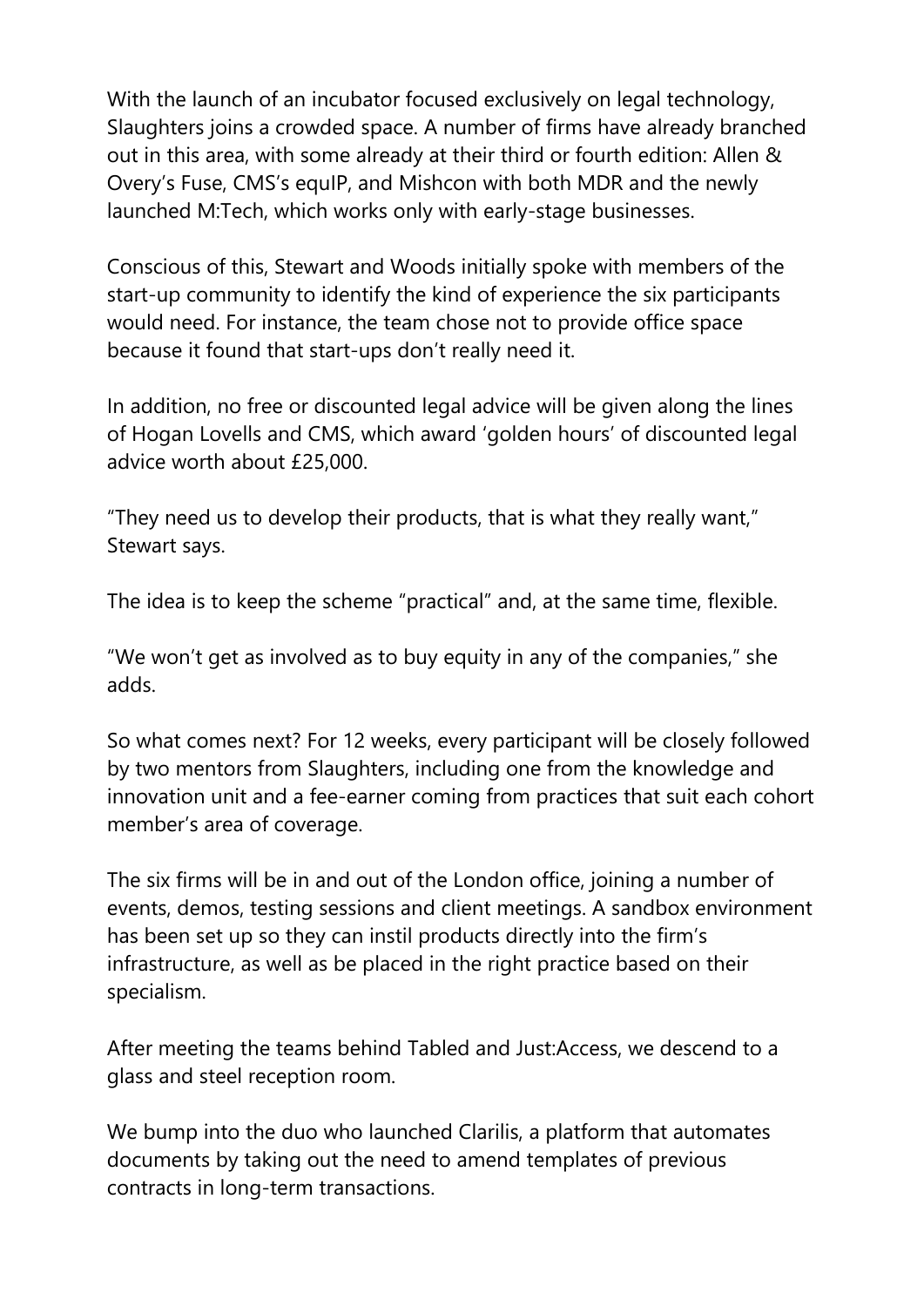With the launch of an incubator focused exclusively on legal technology, Slaughters joins a crowded space. A number of firms have already branched out in this area, with some already at their third or fourth edition: Allen & Overy's Fuse, CMS's equIP, and Mishcon with both MDR and the newly launched M:Tech, which works only with early-stage businesses.

Conscious of this, Stewart and Woods initially spoke with members of the start-up community to identify the kind of experience the six participants would need. For instance, the team chose not to provide office space because it found that start-ups don't really need it.

In addition, no free or discounted legal advice will be given along the lines of Hogan Lovells and CMS, which award 'golden hours' of discounted legal advice worth about £25,000.

"They need us to develop their products, that is what they really want," Stewart says.

The idea is to keep the scheme "practical" and, at the same time, flexible.

"We won't get as involved as to buy equity in any of the companies," she adds.

So what comes next? For 12 weeks, every participant will be closely followed by two mentors from Slaughters, including one from the knowledge and innovation unit and a fee-earner coming from practices that suit each cohort member's area of coverage.

The six firms will be in and out of the London office, joining a number of events, demos, testing sessions and client meetings. A sandbox environment has been set up so they can instil products directly into the firm's infrastructure, as well as be placed in the right practice based on their specialism.

After meeting the teams behind Tabled and Just:Access, we descend to a glass and steel reception room.

We bump into the duo who launched Clarilis, a platform that automates documents by taking out the need to amend templates of previous contracts in long-term transactions.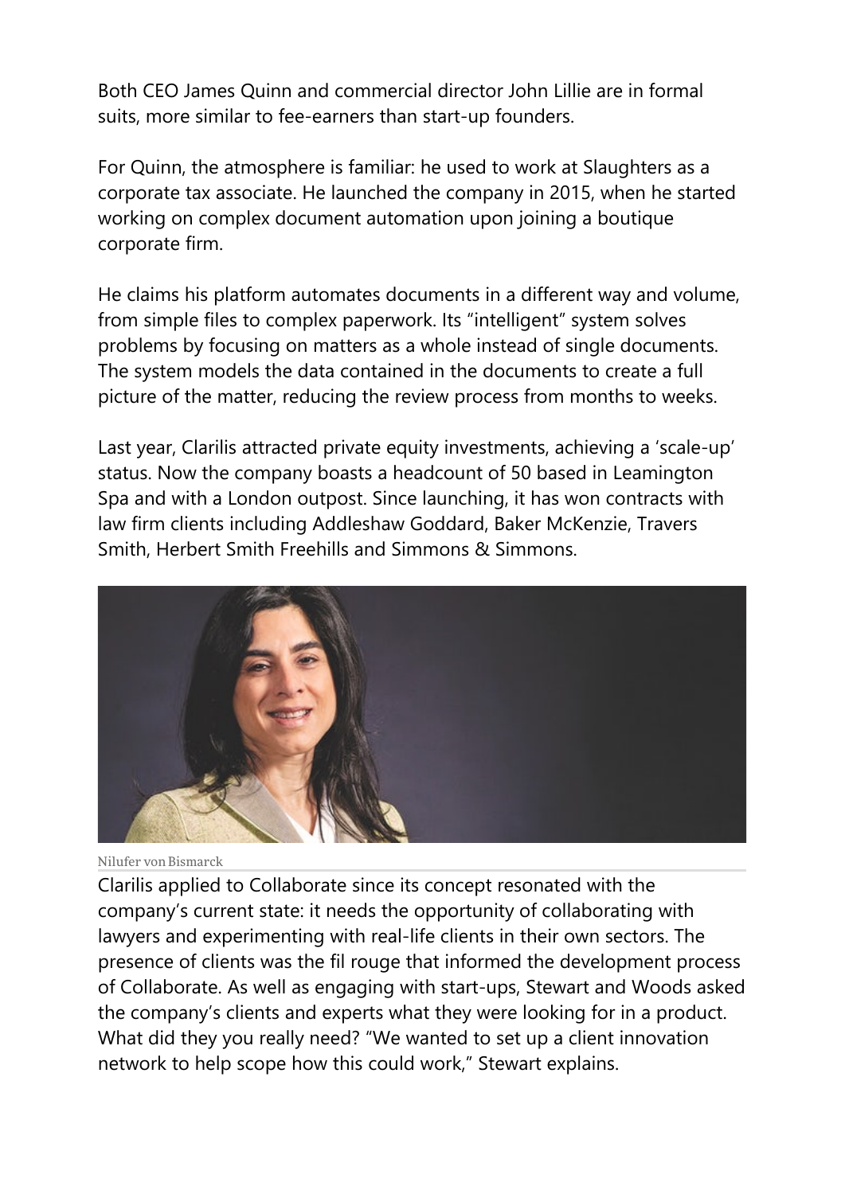Both CEO James Quinn and commercial director John Lillie are in formal suits, more similar to fee-earners than start-up founders.

For Quinn, the atmosphere is familiar: he used to work at Slaughters as a corporate tax associate. He launched the company in 2015, when he started working on complex document automation upon joining a boutique corporate firm.

He claims his platform automates documents in a different way and volume, from simple files to complex paperwork. Its "intelligent" system solves problems by focusing on matters as a whole instead of single documents. The system models the data contained in the documents to create a full picture of the matter, reducing the review process from months to weeks.

Last year, Clarilis attracted private equity investments, achieving a 'scale-up' status. Now the company boasts a headcount of 50 based in Leamington Spa and with a London outpost. Since launching, it has won contracts with law firm clients including Addleshaw Goddard, Baker McKenzie, Travers Smith, Herbert Smith Freehills and Simmons & Simmons.

Nilufer von Bismarck

Clarilis applied to Collaborate since its concept resonated with the company's current state: it needs the opportunity of collaborating with lawyers and experimenting with real-life clients in their own sectors. The presence of clients was the fil rouge that informed the development process of Collaborate. As well as engaging with start-ups, Stewart and Woods asked the company's clients and experts what they were looking for in a product. What did they you really need? "We wanted to set up a client innovation network to help scope how this could work," Stewart explains.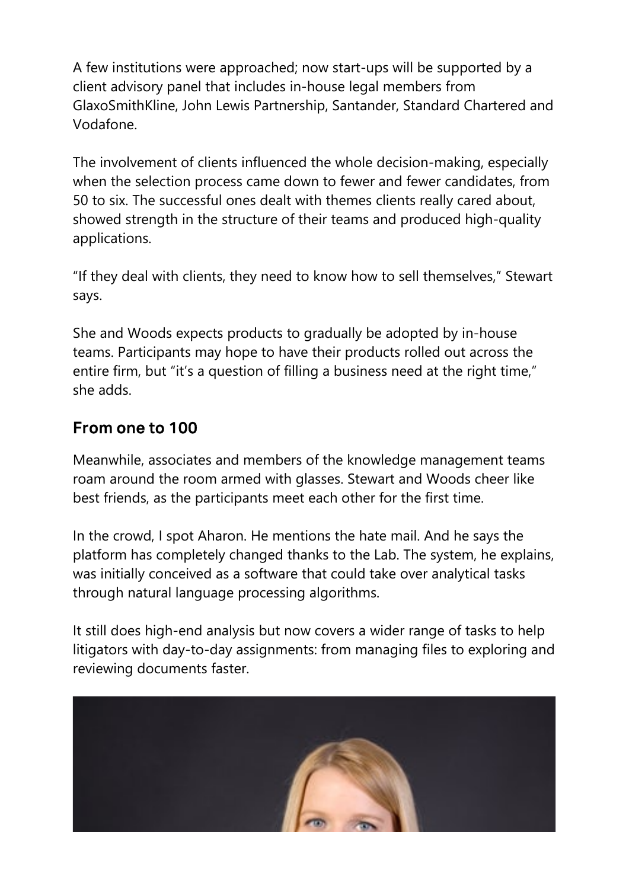A few institutions were approached; now start-ups will be supported by a client advisory panel that includes in-house legal members from GlaxoSmithKline, John Lewis Partnership, Santander, Standard Chartered and Vodafone.

The involvement of clients influenced the whole decision-making, especially when the selection process came down to fewer and fewer candidates, from 50 to six. The successful ones dealt with themes clients really cared about, showed strength in the structure of their teams and produced high-quality applications.

"If they deal with clients, they need to know how to sell themselves," Stewart says.

She and Woods expects products to gradually be adopted by in-house teams. Participants may hope to have their products rolled out across the entire firm, but "it's a question of filling a business need at the right time," she adds.

## From one to 100

Meanwhile, associates and members of the knowledge management teams roam around the room armed with glasses. Stewart and Woods cheer like best friends, as the participants meet each other for the first time.

In the crowd, I spot Aharon. He mentions the hate mail. And he says the platform has completely changed thanks to the Lab. The system, he explains, was initially conceived as a software that could take over analytical tasks through natural language processing algorithms.

It still does high-end analysis but now covers a wider range of tasks to help litigators with day-to-day assignments: from managing files to exploring and reviewing documents faster.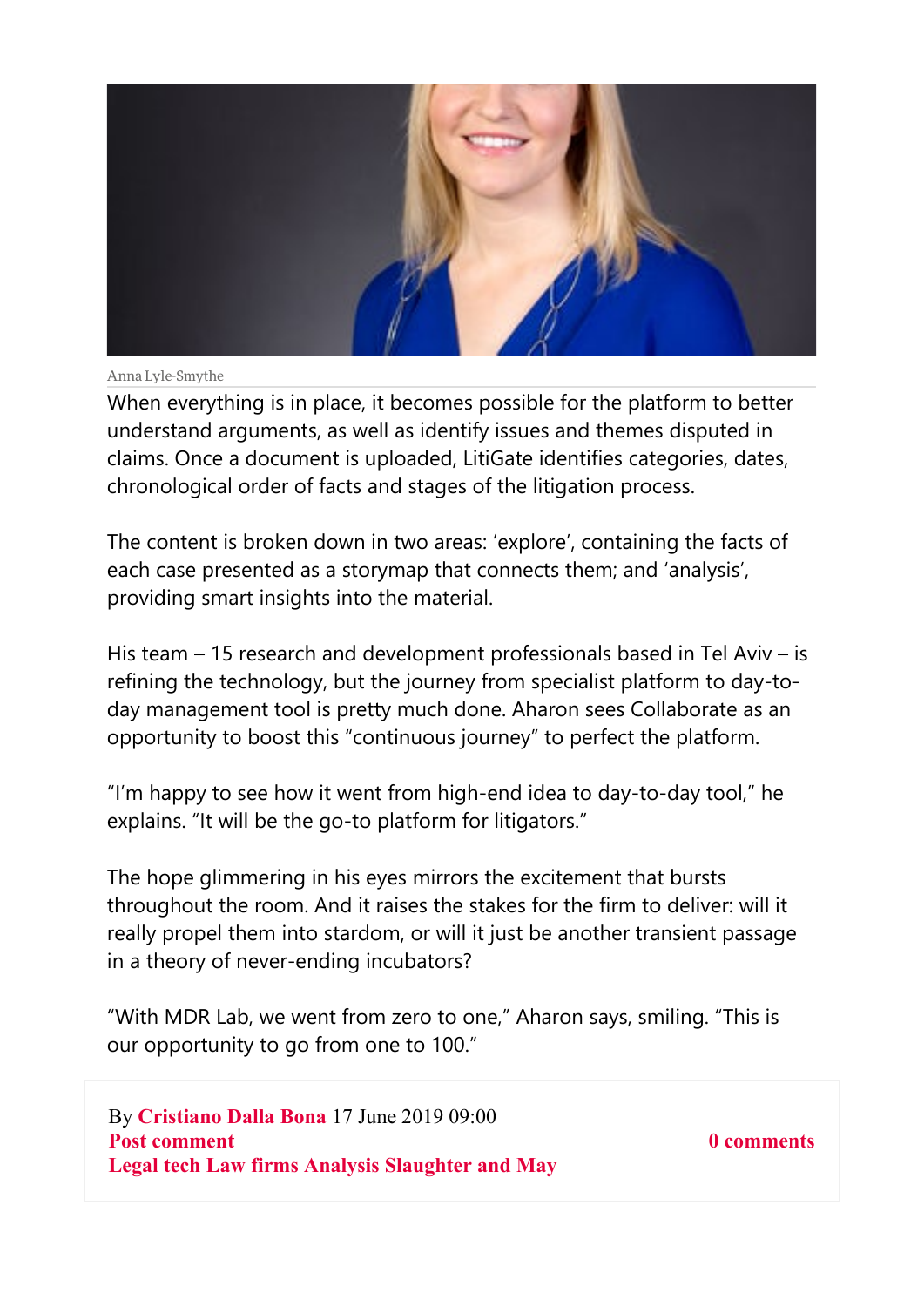Anna Lyle-Smythe

When everything is in place, it becomes possible for the platform to better understand arguments, as well as identify issues and themes disputed in claims. Once a document is uploaded, LitiGate identifies categories, dates, chronological order of facts and stages of the litigation process.

The content is broken down in two areas: 'explore', containing the facts of each case presented as a storymap that connects them; and 'analysis', providing smart insights into the material.

His team – 15 research and development professionals based in Tel Aviv – is refining the technology, but the journey from specialist platform to day-to-day management tool is pretty much done. Aharon sees Collaborate as an opportunity to boost this "continuous journey" to perfect the platform.

"I'm happy to see how it went from high-end idea to day-to-day tool," he explains. "It will be the go-to platform for litigators."

The hope glimmering in his eyes mirrors the excitement that bursts throughout the room. And it raises the stakes for the firm to deliver: will it really propel them into stardom, or will it just be another transient passage in a theory of never-ending incubators?

"With MDR Lab, we went from zero to one," Aharon says, smiling. "This is our opportunity to go from one to 100."

By **Cristiano Dalla Bona** 17 June 2019 09:00

**Post comment**

**0 comments**

**Legal tech Law firms Analysis Slaughter and May**